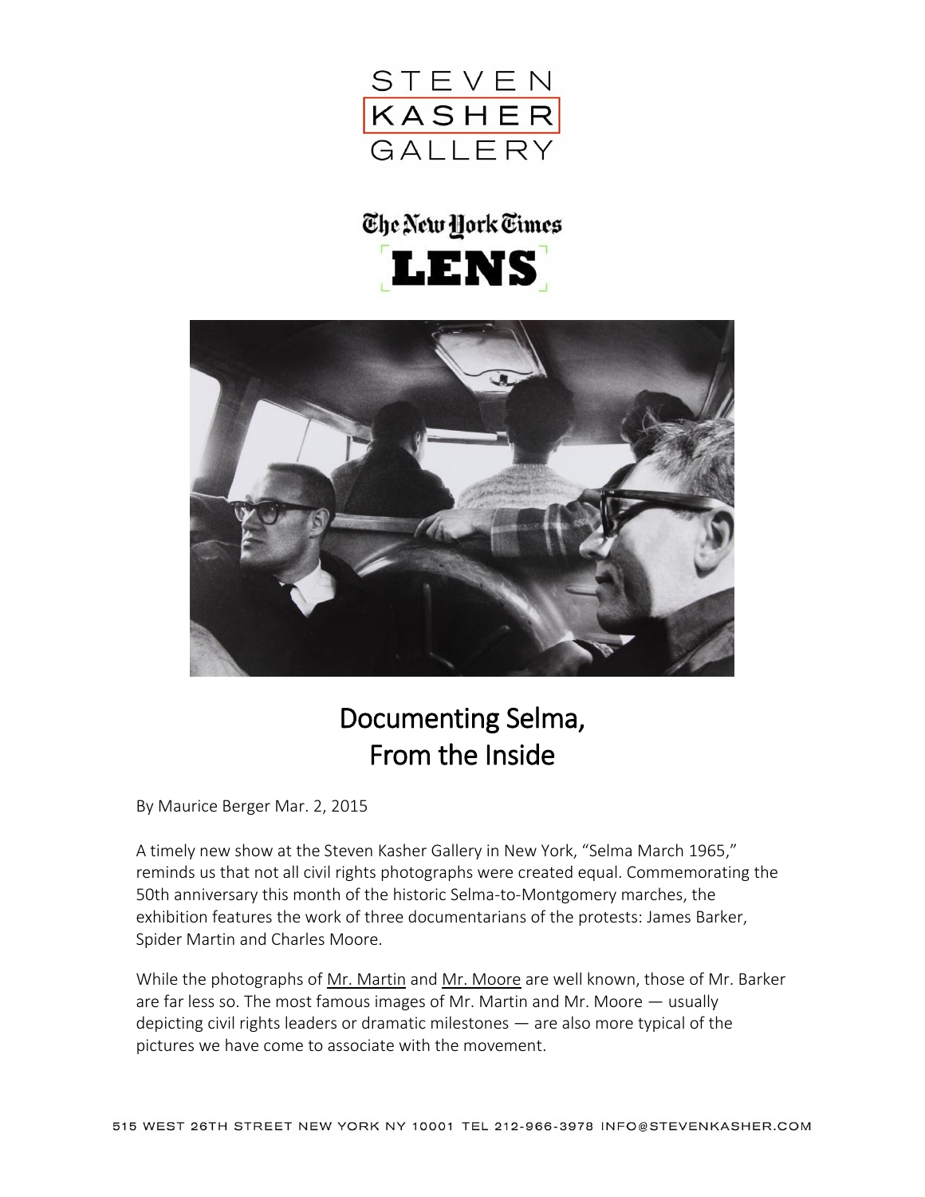# Documenting Selma, From the Inside

By Maurice Berger Mar. 2, 2015

A timely new show at the Steven Kasher Gallery in New York, "Selma March 1965," reminds us that not all civil rights photographs were created equal. Commemorating the 50th anniversary this month of the historic Selma-to-Montgomery marches, the exhibition features the work of three documentarians of the protests: James Barker, Spider Martin and Charles Moore.

While the photographs of Mr. Martin and Mr. Moore are well known, those of Mr. Barker are far less so. The most famous images of Mr. Martin and Mr. Moore — usually depicting civil rights leaders or dramatic milestones — are also more typical of the pictures we have come to associate with the movement.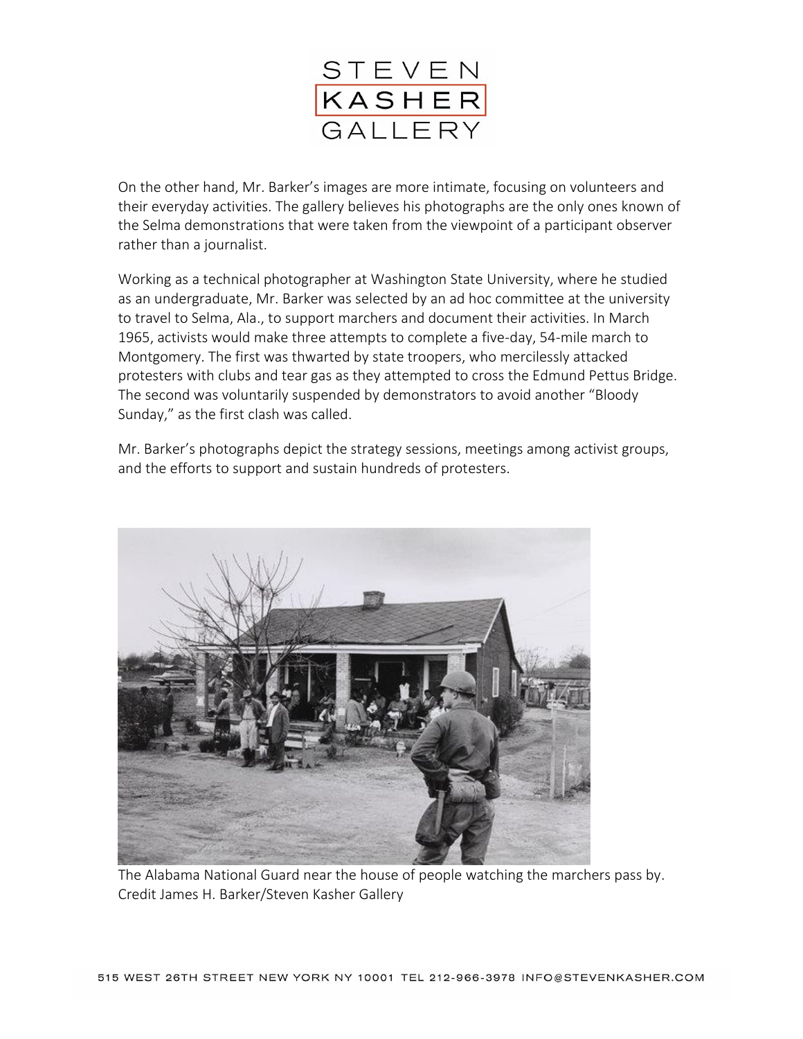On the other hand, Mr. Barker's images are more intimate, focusing on volunteers and their everyday activities. The gallery believes his photographs are the only ones known of the Selma demonstrations that were taken from the viewpoint of a participant observer rather than a journalist.

Working as a technical photographer at Washington State University, where he studied as an undergraduate, Mr. Barker was selected by an ad hoc committee at the university to travel to Selma, Ala., to support marchers and document their activities. In March 1965, activists would make three attempts to complete a five-day, 54-mile march to Montgomery. The first was thwarted by state troopers, who mercilessly attacked protesters with clubs and tear gas as they attempted to cross the Edmund Pettus Bridge. The second was voluntarily suspended by demonstrators to avoid another "Bloody Sunday," as the first clash was called.

Mr. Barker's photographs depict the strategy sessions, meetings among activist groups, and the efforts to support and sustain hundreds of protesters.

The Alabama National Guard near the house of people watching the marchers pass by. Credit James H. Barker/Steven Kasher Gallery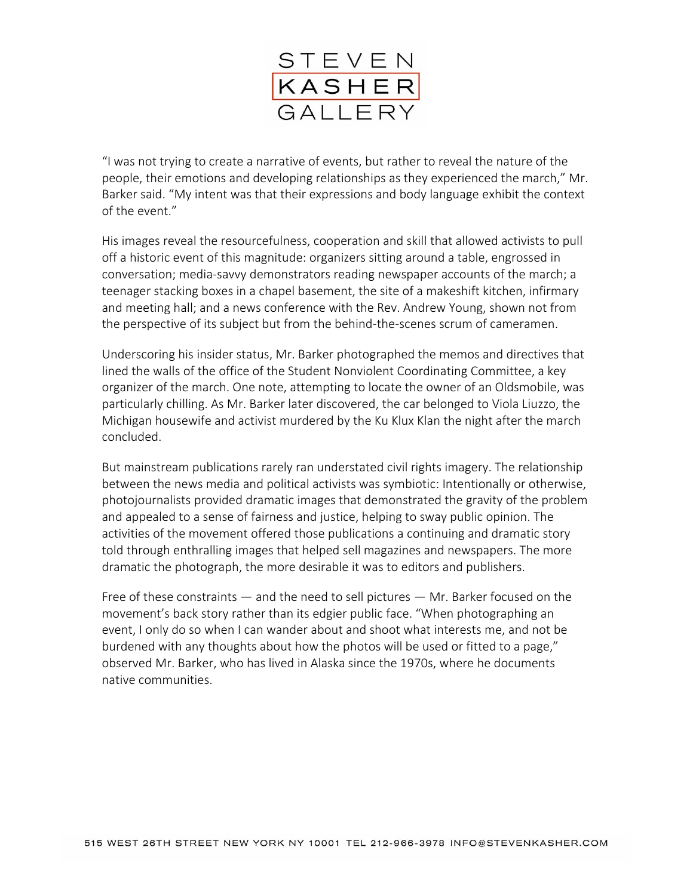"I was not trying to create a narrative of events, but rather to reveal the nature of the people, their emotions and developing relationships as they experienced the march," Mr. Barker said. "My intent was that their expressions and body language exhibit the context of the event."

His images reveal the resourcefulness, cooperation and skill that allowed activists to pull off a historic event of this magnitude: organizers sitting around a table, engrossed in conversation; media-savvy demonstrators reading newspaper accounts of the march; a teenager stacking boxes in a chapel basement, the site of a makeshift kitchen, infirmary and meeting hall; and a news conference with the Rev. Andrew Young, shown not from the perspective of its subject but from the behind-the-scenes scrum of cameramen.

Underscoring his insider status, Mr. Barker photographed the memos and directives that lined the walls of the office of the Student Nonviolent Coordinating Committee, a key organizer of the march. One note, attempting to locate the owner of an Oldsmobile, was particularly chilling. As Mr. Barker later discovered, the car belonged to Viola Liuzzo, the Michigan housewife and activist murdered by the Ku Klux Klan the night after the march concluded.

But mainstream publications rarely ran understated civil rights imagery. The relationship between the news media and political activists was symbiotic: Intentionally or otherwise, photojournalists provided dramatic images that demonstrated the gravity of the problem and appealed to a sense of fairness and justice, helping to sway public opinion. The activities of the movement offered those publications a continuing and dramatic story told through enthralling images that helped sell magazines and newspapers. The more dramatic the photograph, the more desirable it was to editors and publishers.

Free of these constraints — and the need to sell pictures — Mr. Barker focused on the movement's back story rather than its edgier public face. "When photographing an event, I only do so when I can wander about and shoot what interests me, and not be burdened with any thoughts about how the photos will be used or fitted to a page," observed Mr. Barker, who has lived in Alaska since the 1970s, where he documents native communities.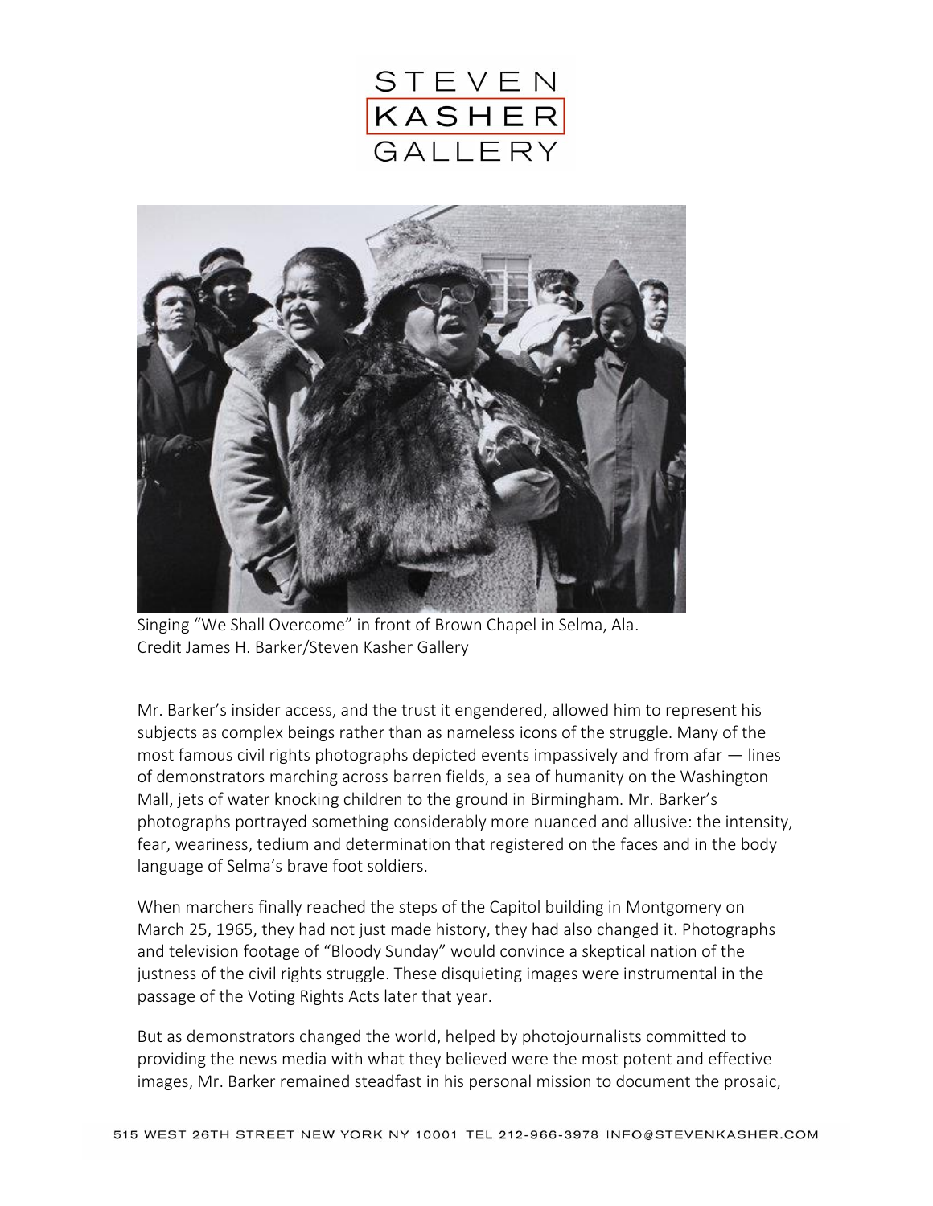Singing "We Shall Overcome" in front of Brown Chapel in Selma, Ala.
Credit James H. Barker/Steven Kasher Gallery

Mr. Barker's insider access, and the trust it engendered, allowed him to represent his subjects as complex beings rather than as nameless icons of the struggle. Many of the most famous civil rights photographs depicted events impassively and from afar — lines of demonstrators marching across barren fields, a sea of humanity on the Washington Mall, jets of water knocking children to the ground in Birmingham. Mr. Barker's photographs portrayed something considerably more nuanced and allusive: the intensity, fear, weariness, tedium and determination that registered on the faces and in the body language of Selma's brave foot soldiers.

When marchers finally reached the steps of the Capitol building in Montgomery on March 25, 1965, they had not just made history, they had also changed it. Photographs and television footage of "Bloody Sunday" would convince a skeptical nation of the justness of the civil rights struggle. These disquieting images were instrumental in the passage of the Voting Rights Acts later that year.

But as demonstrators changed the world, helped by photojournalists committed to providing the news media with what they believed were the most potent and effective images, Mr. Barker remained steadfast in his personal mission to document the prosaic,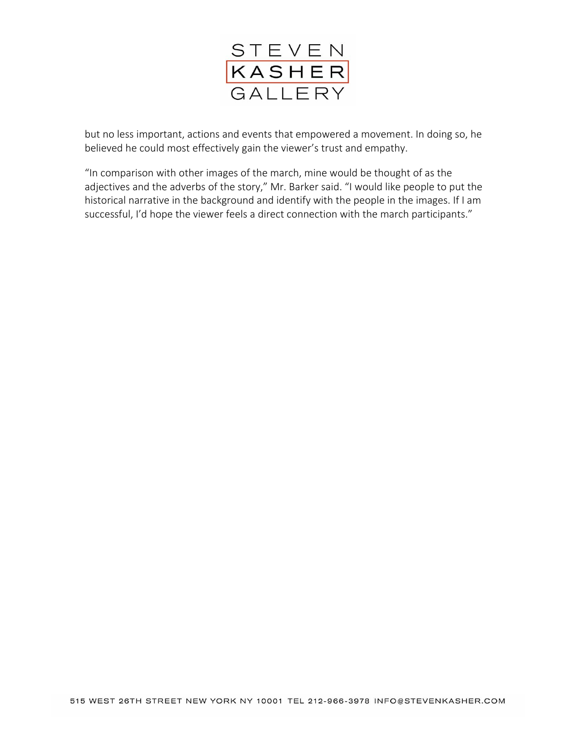but no less important, actions and events that empowered a movement. In doing so, he believed he could most effectively gain the viewer's trust and empathy.

"In comparison with other images of the march, mine would be thought of as the adjectives and the adverbs of the story," Mr. Barker said. "I would like people to put the historical narrative in the background and identify with the people in the images. If I am successful, I'd hope the viewer feels a direct connection with the march participants."